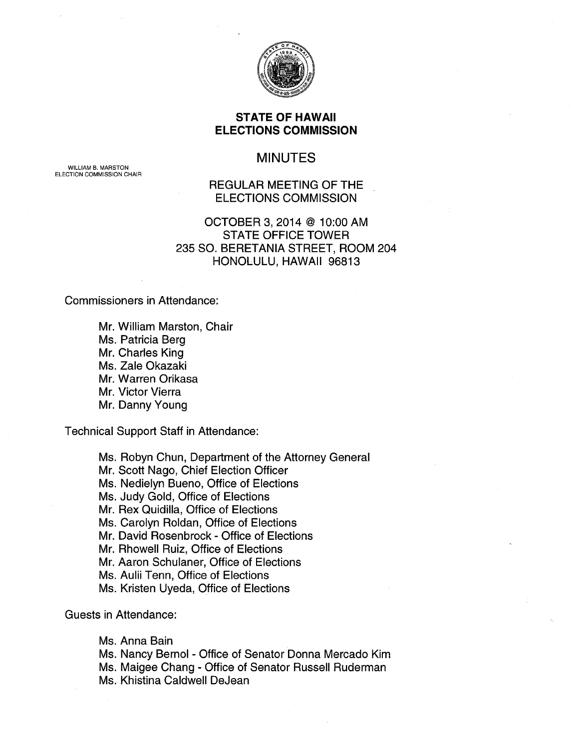# STATE OF HAWAII
# ELECTIONS COMMISSION

WILLIAM B. MARSTON
ELECTION COMMISSION CHAIR

## MINUTES

REGULAR MEETING OF THE
ELECTIONS COMMISSION

OCTOBER 3, 2014 @ 10:00 AM
STATE OFFICE TOWER
235 SO. BERETANIA STREET, ROOM 204
HONOLULU, HAWAII 96813

Commissioners in Attendance:

- Mr. William Marston, Chair
- Ms. Patricia Berg
- Mr. Charles King
- Ms. Zale Okazaki
- Mr. Warren Orikasa
- Mr. Victor Vierra
- Mr. Danny Young

Technical Support Staff in Attendance:

- Ms. Robyn Chun, Department of the Attorney General
- Mr. Scott Nago, Chief Election Officer
- Ms. Nedielyn Bueno, Office of Elections
- Ms. Judy Gold, Office of Elections
- Mr. Rex Quidilla, Office of Elections
- Ms. Carolyn Roldan, Office of Elections
- Mr. David Rosenbrock - Office of Elections
- Mr. Rhowell Ruiz, Office of Elections
- Mr. Aaron Schulaner, Office of Elections
- Ms. Aulii Tenn, Office of Elections
- Ms. Kristen Uyeda, Office of Elections

Guests in Attendance:

- Ms. Anna Bain
- Ms. Nancy Bernol - Office of Senator Donna Mercado Kim
- Ms. Maigee Chang - Office of Senator Russell Ruderman
- Ms. Khistina Caldwell DeJean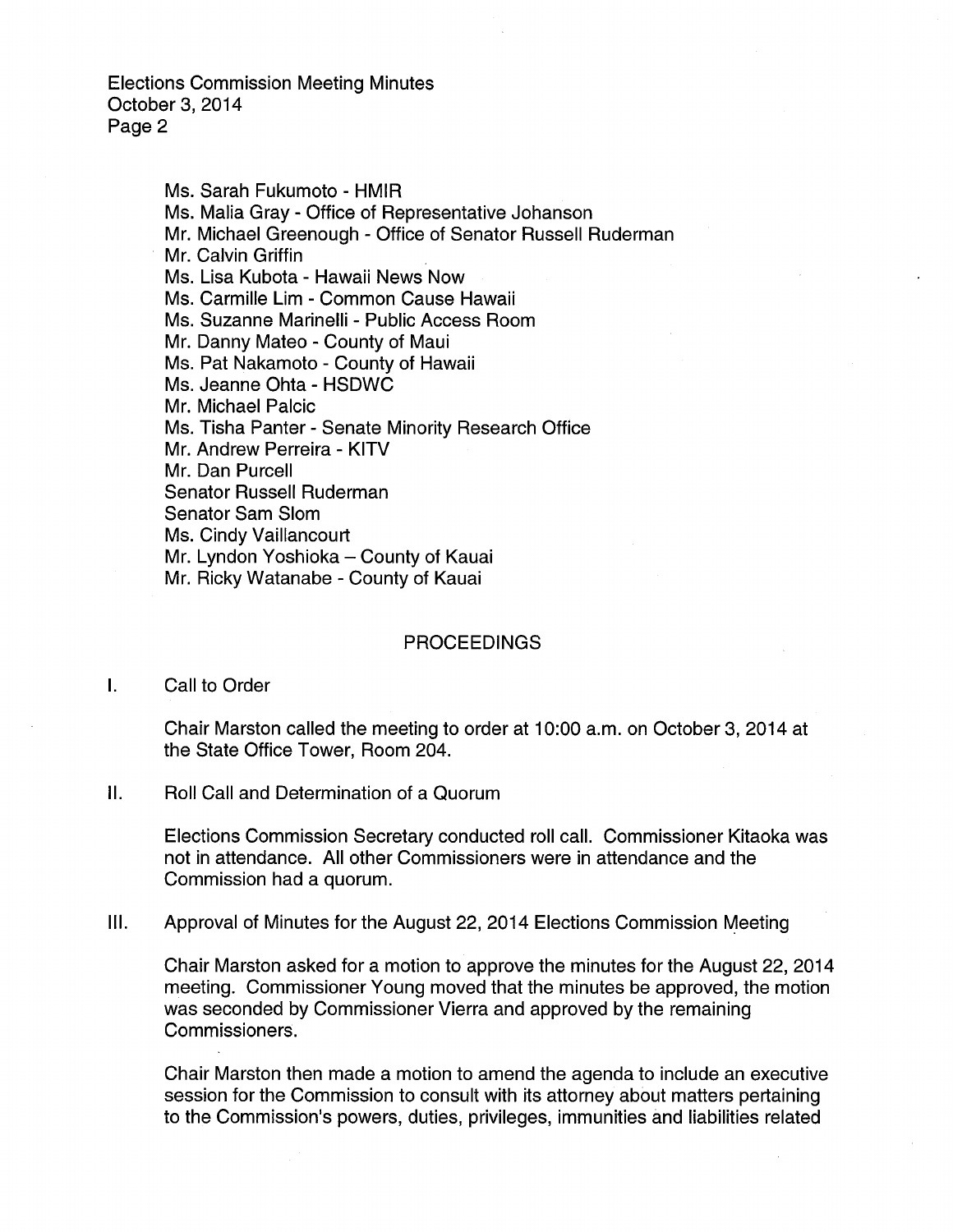Ms. Sarah Fukumoto - HMIR
Ms. Malia Gray - Office of Representative Johanson
Mr. Michael Greenough - Office of Senator Russell Ruderman
Mr. Calvin Griffin
Ms. Lisa Kubota - Hawaii News Now
Ms. Carmille Lim - Common Cause Hawaii
Ms. Suzanne Marinelli - Public Access Room
Mr. Danny Mateo - County of Maui
Ms. Pat Nakamoto - County of Hawaii
Ms. Jeanne Ohta - HSDWC
Mr. Michael Palcic
Ms. Tisha Panter - Senate Minority Research Office
Mr. Andrew Perreira - KITV
Mr. Dan Purcell
Senator Russell Ruderman
Senator Sam Slom
Ms. Cindy Vaillancourt
Mr. Lyndon Yoshioka – County of Kauai
Mr. Ricky Watanabe - County of Kauai

## PROCEEDINGS

I. Call to Order

Chair Marston called the meeting to order at 10:00 a.m. on October 3, 2014 at the State Office Tower, Room 204.

II. Roll Call and Determination of a Quorum

Elections Commission Secretary conducted roll call. Commissioner Kitaoka was not in attendance. All other Commissioners were in attendance and the Commission had a quorum.

III. Approval of Minutes for the August 22, 2014 Elections Commission Meeting

Chair Marston asked for a motion to approve the minutes for the August 22, 2014 meeting. Commissioner Young moved that the minutes be approved, the motion was seconded by Commissioner Vierra and approved by the remaining Commissioners.

Chair Marston then made a motion to amend the agenda to include an executive session for the Commission to consult with its attorney about matters pertaining to the Commission's powers, duties, privileges, immunities and liabilities related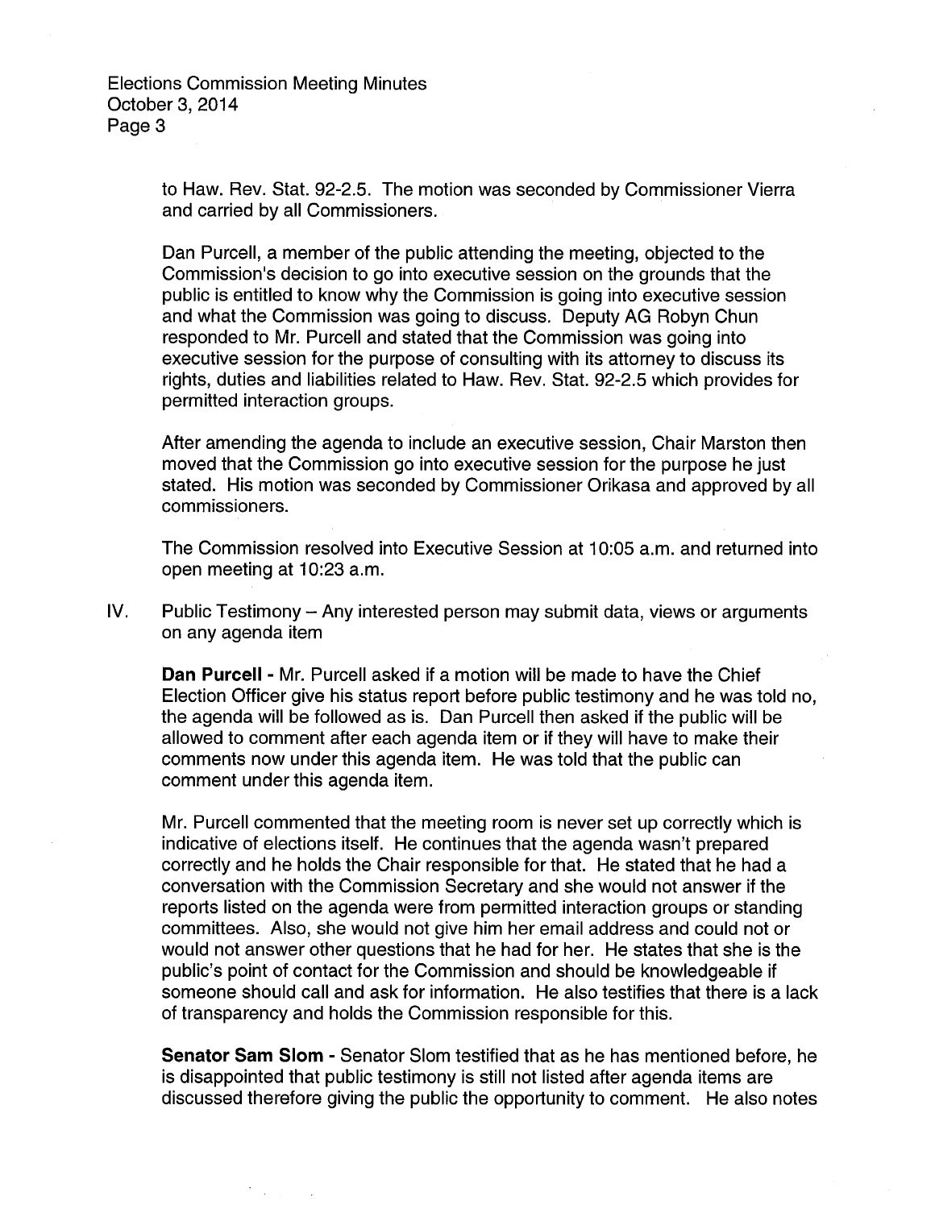to Haw. Rev. Stat. 92-2.5. The motion was seconded by Commissioner Vierra and carried by all Commissioners.

Dan Purcell, a member of the public attending the meeting, objected to the Commission's decision to go into executive session on the grounds that the public is entitled to know why the Commission is going into executive session and what the Commission was going to discuss. Deputy AG Robyn Chun responded to Mr. Purcell and stated that the Commission was going into executive session for the purpose of consulting with its attorney to discuss its rights, duties and liabilities related to Haw. Rev. Stat. 92-2.5 which provides for permitted interaction groups.

After amending the agenda to include an executive session, Chair Marston then moved that the Commission go into executive session for the purpose he just stated. His motion was seconded by Commissioner Orikasa and approved by all commissioners.

The Commission resolved into Executive Session at 10:05 a.m. and returned into open meeting at 10:23 a.m.

IV. Public Testimony – Any interested person may submit data, views or arguments on any agenda item

**Dan Purcell -** Mr. Purcell asked if a motion will be made to have the Chief Election Officer give his status report before public testimony and he was told no, the agenda will be followed as is. Dan Purcell then asked if the public will be allowed to comment after each agenda item or if they will have to make their comments now under this agenda item. He was told that the public can comment under this agenda item.

Mr. Purcell commented that the meeting room is never set up correctly which is indicative of elections itself. He continues that the agenda wasn't prepared correctly and he holds the Chair responsible for that. He stated that he had a conversation with the Commission Secretary and she would not answer if the reports listed on the agenda were from permitted interaction groups or standing committees. Also, she would not give him her email address and could not or would not answer other questions that he had for her. He states that she is the public's point of contact for the Commission and should be knowledgeable if someone should call and ask for information. He also testifies that there is a lack of transparency and holds the Commission responsible for this.

**Senator Sam Slom -** Senator Slom testified that as he has mentioned before, he is disappointed that public testimony is still not listed after agenda items are discussed therefore giving the public the opportunity to comment. He also notes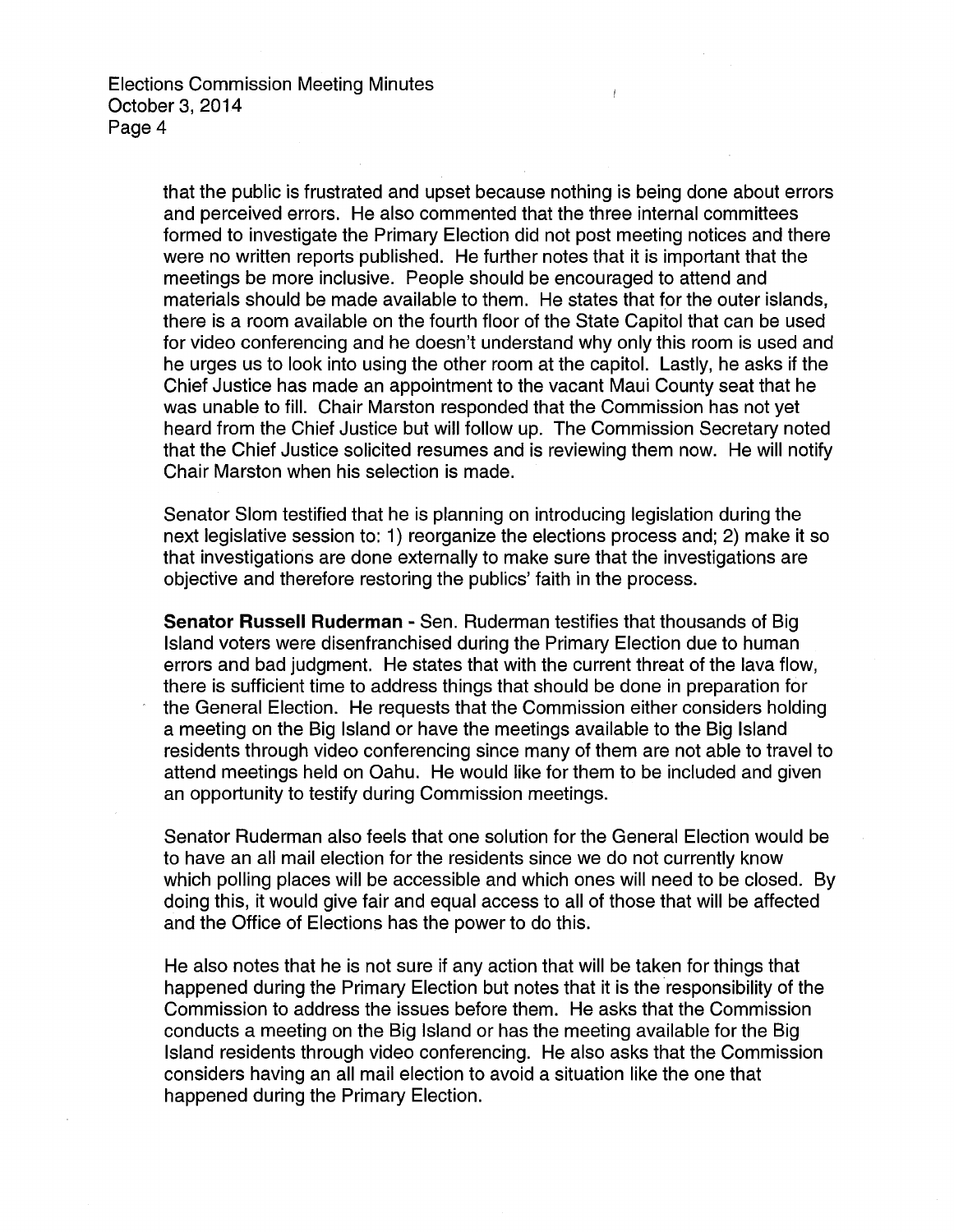that the public is frustrated and upset because nothing is being done about errors and perceived errors. He also commented that the three internal committees formed to investigate the Primary Election did not post meeting notices and there were no written reports published. He further notes that it is important that the meetings be more inclusive. People should be encouraged to attend and materials should be made available to them. He states that for the outer islands, there is a room available on the fourth floor of the State Capitol that can be used for video conferencing and he doesn't understand why only this room is used and he urges us to look into using the other room at the capitol. Lastly, he asks if the Chief Justice has made an appointment to the vacant Maui County seat that he was unable to fill. Chair Marston responded that the Commission has not yet heard from the Chief Justice but will follow up. The Commission Secretary noted that the Chief Justice solicited resumes and is reviewing them now. He will notify Chair Marston when his selection is made.

Senator Slom testified that he is planning on introducing legislation during the next legislative session to: 1) reorganize the elections process and; 2) make it so that investigations are done externally to make sure that the investigations are objective and therefore restoring the publics' faith in the process.

**Senator Russell Ruderman** - Sen. Ruderman testifies that thousands of Big Island voters were disenfranchised during the Primary Election due to human errors and bad judgment. He states that with the current threat of the lava flow, there is sufficient time to address things that should be done in preparation for the General Election. He requests that the Commission either considers holding a meeting on the Big Island or have the meetings available to the Big Island residents through video conferencing since many of them are not able to travel to attend meetings held on Oahu. He would like for them to be included and given an opportunity to testify during Commission meetings.

Senator Ruderman also feels that one solution for the General Election would be to have an all mail election for the residents since we do not currently know which polling places will be accessible and which ones will need to be closed. By doing this, it would give fair and equal access to all of those that will be affected and the Office of Elections has the power to do this.

He also notes that he is not sure if any action that will be taken for things that happened during the Primary Election but notes that it is the responsibility of the Commission to address the issues before them. He asks that the Commission conducts a meeting on the Big Island or has the meeting available for the Big Island residents through video conferencing. He also asks that the Commission considers having an all mail election to avoid a situation like the one that happened during the Primary Election.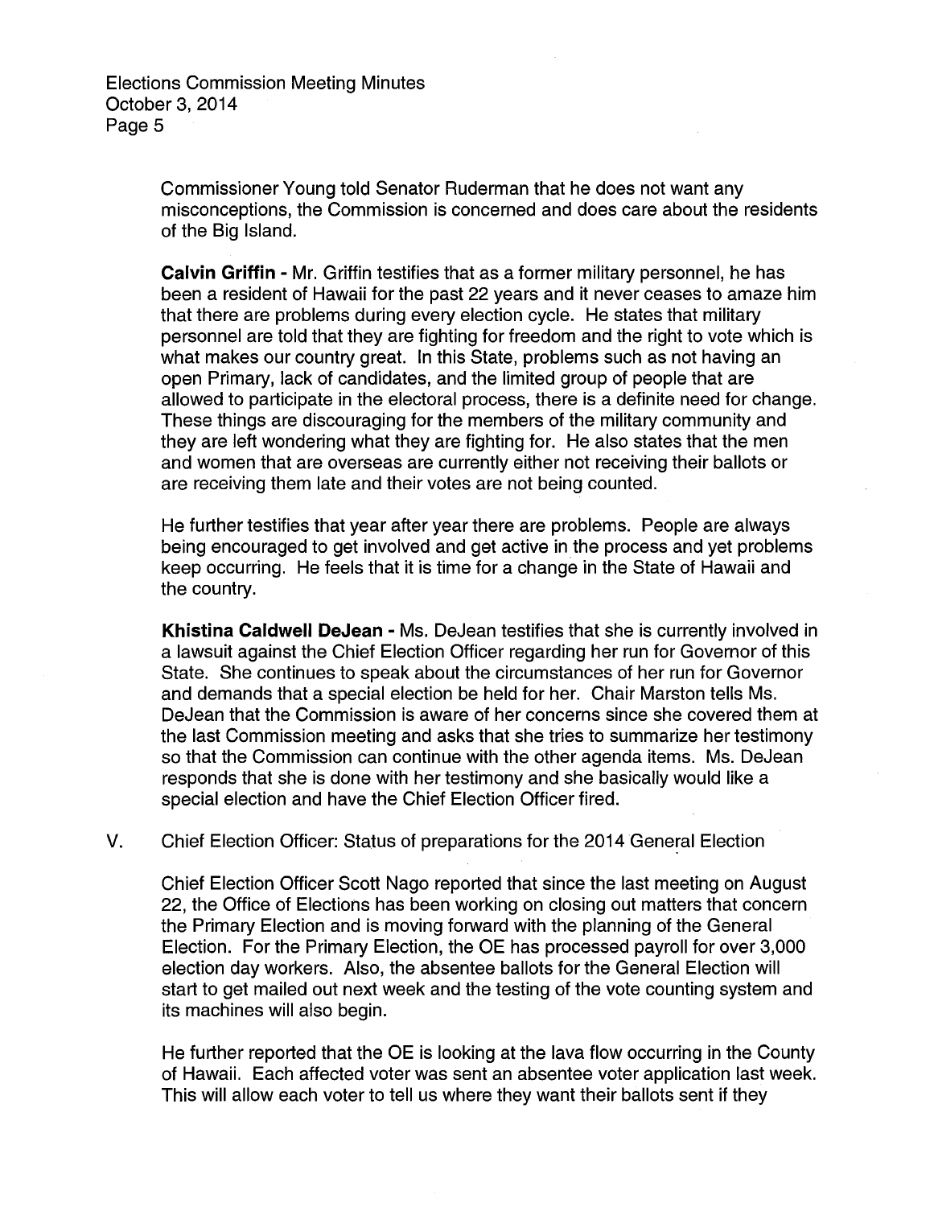Commissioner Young told Senator Ruderman that he does not want any misconceptions, the Commission is concerned and does care about the residents of the Big Island.

**Calvin Griffin -** Mr. Griffin testifies that as a former military personnel, he has been a resident of Hawaii for the past 22 years and it never ceases to amaze him that there are problems during every election cycle. He states that military personnel are told that they are fighting for freedom and the right to vote which is what makes our country great. In this State, problems such as not having an open Primary, lack of candidates, and the limited group of people that are allowed to participate in the electoral process, there is a definite need for change. These things are discouraging for the members of the military community and they are left wondering what they are fighting for. He also states that the men and women that are overseas are currently either not receiving their ballots or are receiving them late and their votes are not being counted.

He further testifies that year after year there are problems. People are always being encouraged to get involved and get active in the process and yet problems keep occurring. He feels that it is time for a change in the State of Hawaii and the country.

**Khistina Caldwell DeJean -** Ms. DeJean testifies that she is currently involved in a lawsuit against the Chief Election Officer regarding her run for Governor of this State. She continues to speak about the circumstances of her run for Governor and demands that a special election be held for her. Chair Marston tells Ms. DeJean that the Commission is aware of her concerns since she covered them at the last Commission meeting and asks that she tries to summarize her testimony so that the Commission can continue with the other agenda items. Ms. DeJean responds that she is done with her testimony and she basically would like a special election and have the Chief Election Officer fired.

V. Chief Election Officer: Status of preparations for the 2014 General Election

Chief Election Officer Scott Nago reported that since the last meeting on August 22, the Office of Elections has been working on closing out matters that concern the Primary Election and is moving forward with the planning of the General Election. For the Primary Election, the OE has processed payroll for over 3,000 election day workers. Also, the absentee ballots for the General Election will start to get mailed out next week and the testing of the vote counting system and its machines will also begin.

He further reported that the OE is looking at the lava flow occurring in the County of Hawaii. Each affected voter was sent an absentee voter application last week. This will allow each voter to tell us where they want their ballots sent if they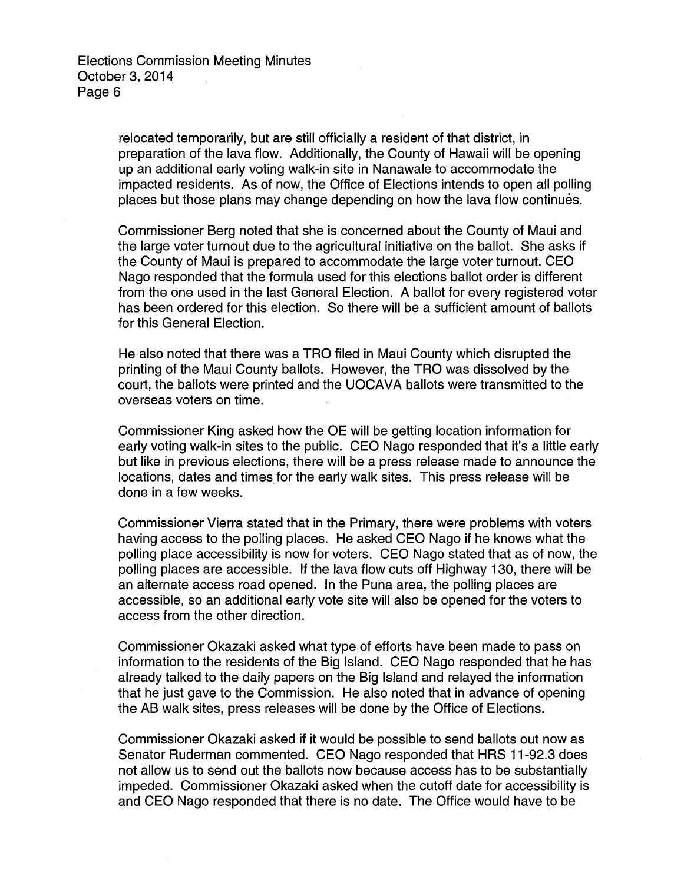relocated temporarily, but are still officially a resident of that district, in preparation of the lava flow. Additionally, the County of Hawaii will be opening up an additional early voting walk-in site in Nanawale to accommodate the impacted residents. As of now, the Office of Elections intends to open all polling places but those plans may change depending on how the lava flow continues.

Commissioner Berg noted that she is concerned about the County of Maui and the large voter turnout due to the agricultural initiative on the ballot. She asks if the County of Maui is prepared to accommodate the large voter turnout. CEO Nago responded that the formula used for this elections ballot order is different from the one used in the last General Election. A ballot for every registered voter has been ordered for this election. So there will be a sufficient amount of ballots for this General Election.

He also noted that there was a TRO filed in Maui County which disrupted the printing of the Maui County ballots. However, the TRO was dissolved by the court, the ballots were printed and the UOCAVA ballots were transmitted to the overseas voters on time.

Commissioner King asked how the OE will be getting location information for early voting walk-in sites to the public. CEO Nago responded that it's a little early but like in previous elections, there will be a press release made to announce the locations, dates and times for the early walk sites. This press release will be done in a few weeks.

Commissioner Vierra stated that in the Primary, there were problems with voters having access to the polling places. He asked CEO Nago if he knows what the polling place accessibility is now for voters. CEO Nago stated that as of now, the polling places are accessible. If the lava flow cuts off Highway 130, there will be an alternate access road opened. In the Puna area, the polling places are accessible, so an additional early vote site will also be opened for the voters to access from the other direction.

Commissioner Okazaki asked what type of efforts have been made to pass on information to the residents of the Big Island. CEO Nago responded that he has already talked to the daily papers on the Big Island and relayed the information that he just gave to the Commission. He also noted that in advance of opening the AB walk sites, press releases will be done by the Office of Elections.

Commissioner Okazaki asked if it would be possible to send ballots out now as Senator Ruderman commented. CEO Nago responded that HRS 11-92.3 does not allow us to send out the ballots now because access has to be substantially impeded. Commissioner Okazaki asked when the cutoff date for accessibility is and CEO Nago responded that there is no date. The Office would have to be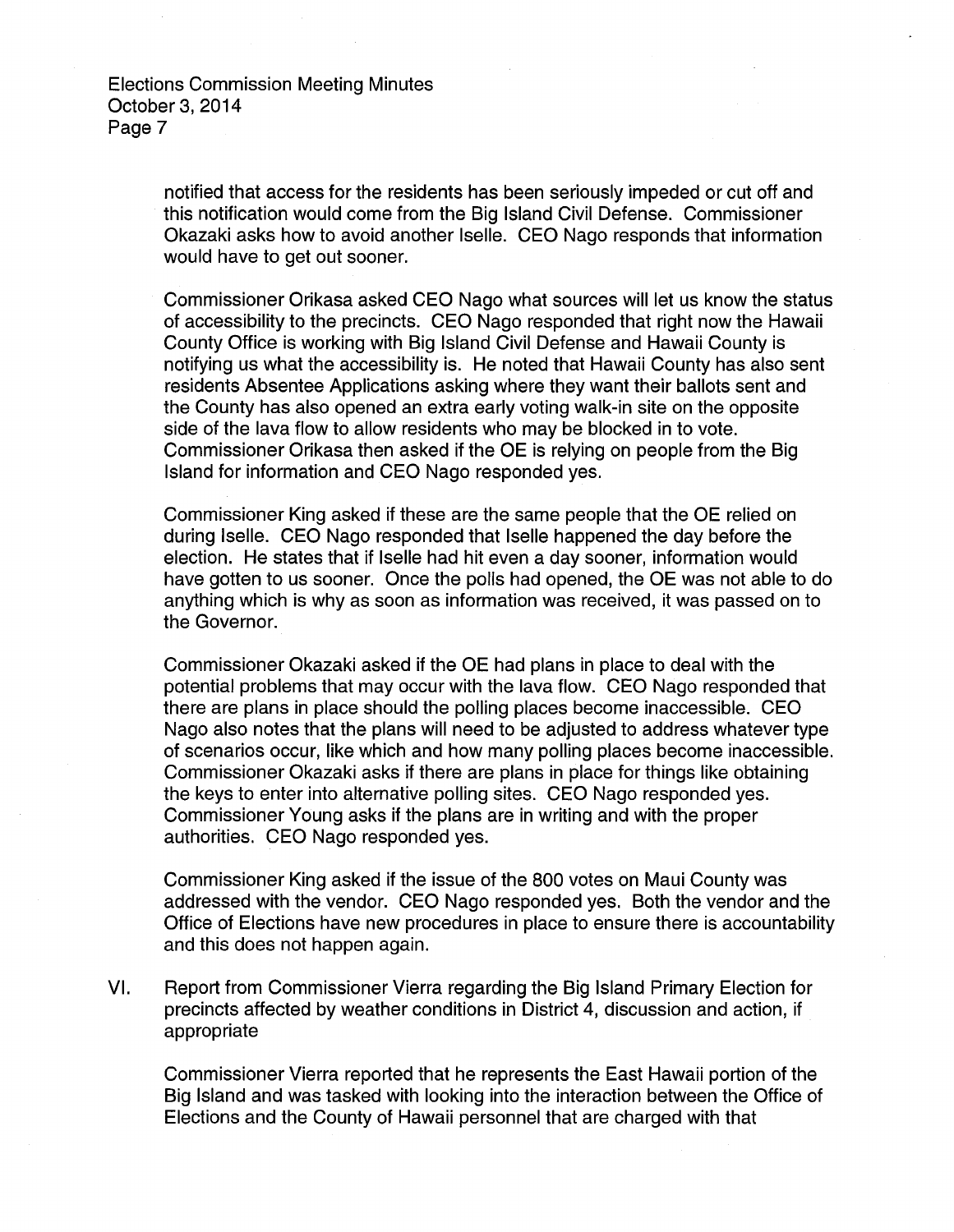notified that access for the residents has been seriously impeded or cut off and this notification would come from the Big Island Civil Defense. Commissioner Okazaki asks how to avoid another Iselle. CEO Nago responds that information would have to get out sooner.

Commissioner Orikasa asked CEO Nago what sources will let us know the status of accessibility to the precincts. CEO Nago responded that right now the Hawaii County Office is working with Big Island Civil Defense and Hawaii County is notifying us what the accessibility is. He noted that Hawaii County has also sent residents Absentee Applications asking where they want their ballots sent and the County has also opened an extra early voting walk-in site on the opposite side of the lava flow to allow residents who may be blocked in to vote. Commissioner Orikasa then asked if the OE is relying on people from the Big Island for information and CEO Nago responded yes.

Commissioner King asked if these are the same people that the OE relied on during Iselle. CEO Nago responded that Iselle happened the day before the election. He states that if Iselle had hit even a day sooner, information would have gotten to us sooner. Once the polls had opened, the OE was not able to do anything which is why as soon as information was received, it was passed on to the Governor.

Commissioner Okazaki asked if the OE had plans in place to deal with the potential problems that may occur with the lava flow. CEO Nago responded that there are plans in place should the polling places become inaccessible. CEO Nago also notes that the plans will need to be adjusted to address whatever type of scenarios occur, like which and how many polling places become inaccessible. Commissioner Okazaki asks if there are plans in place for things like obtaining the keys to enter into alternative polling sites. CEO Nago responded yes. Commissioner Young asks if the plans are in writing and with the proper authorities. CEO Nago responded yes.

Commissioner King asked if the issue of the 800 votes on Maui County was addressed with the vendor. CEO Nago responded yes. Both the vendor and the Office of Elections have new procedures in place to ensure there is accountability and this does not happen again.

VI. Report from Commissioner Vierra regarding the Big Island Primary Election for precincts affected by weather conditions in District 4, discussion and action, if appropriate

Commissioner Vierra reported that he represents the East Hawaii portion of the Big Island and was tasked with looking into the interaction between the Office of Elections and the County of Hawaii personnel that are charged with that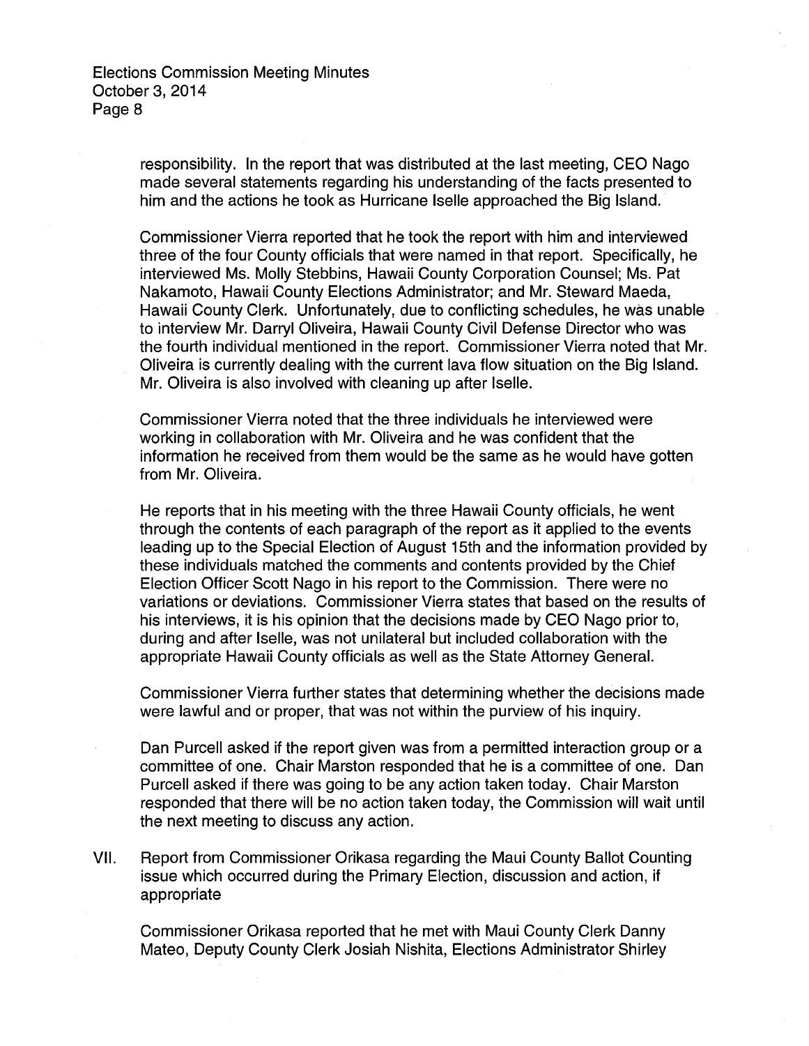responsibility. In the report that was distributed at the last meeting, CEO Nago made several statements regarding his understanding of the facts presented to him and the actions he took as Hurricane Iselle approached the Big Island.

Commissioner Vierra reported that he took the report with him and interviewed three of the four County officials that were named in that report. Specifically, he interviewed Ms. Molly Stebbins, Hawaii County Corporation Counsel; Ms. Pat Nakamoto, Hawaii County Elections Administrator; and Mr. Steward Maeda, Hawaii County Clerk. Unfortunately, due to conflicting schedules, he was unable to interview Mr. Darryl Oliveira, Hawaii County Civil Defense Director who was the fourth individual mentioned in the report. Commissioner Vierra noted that Mr. Oliveira is currently dealing with the current lava flow situation on the Big Island. Mr. Oliveira is also involved with cleaning up after Iselle.

Commissioner Vierra noted that the three individuals he interviewed were working in collaboration with Mr. Oliveira and he was confident that the information he received from them would be the same as he would have gotten from Mr. Oliveira.

He reports that in his meeting with the three Hawaii County officials, he went through the contents of each paragraph of the report as it applied to the events leading up to the Special Election of August 15th and the information provided by these individuals matched the comments and contents provided by the Chief Election Officer Scott Nago in his report to the Commission. There were no variations or deviations. Commissioner Vierra states that based on the results of his interviews, it is his opinion that the decisions made by CEO Nago prior to, during and after Iselle, was not unilateral but included collaboration with the appropriate Hawaii County officials as well as the State Attorney General.

Commissioner Vierra further states that determining whether the decisions made were lawful and or proper, that was not within the purview of his inquiry.

Dan Purcell asked if the report given was from a permitted interaction group or a committee of one. Chair Marston responded that he is a committee of one. Dan Purcell asked if there was going to be any action taken today. Chair Marston responded that there will be no action taken today, the Commission will wait until the next meeting to discuss any action.

VII. Report from Commissioner Orikasa regarding the Maui County Ballot Counting issue which occurred during the Primary Election, discussion and action, if appropriate

Commissioner Orikasa reported that he met with Maui County Clerk Danny Mateo, Deputy County Clerk Josiah Nishita, Elections Administrator Shirley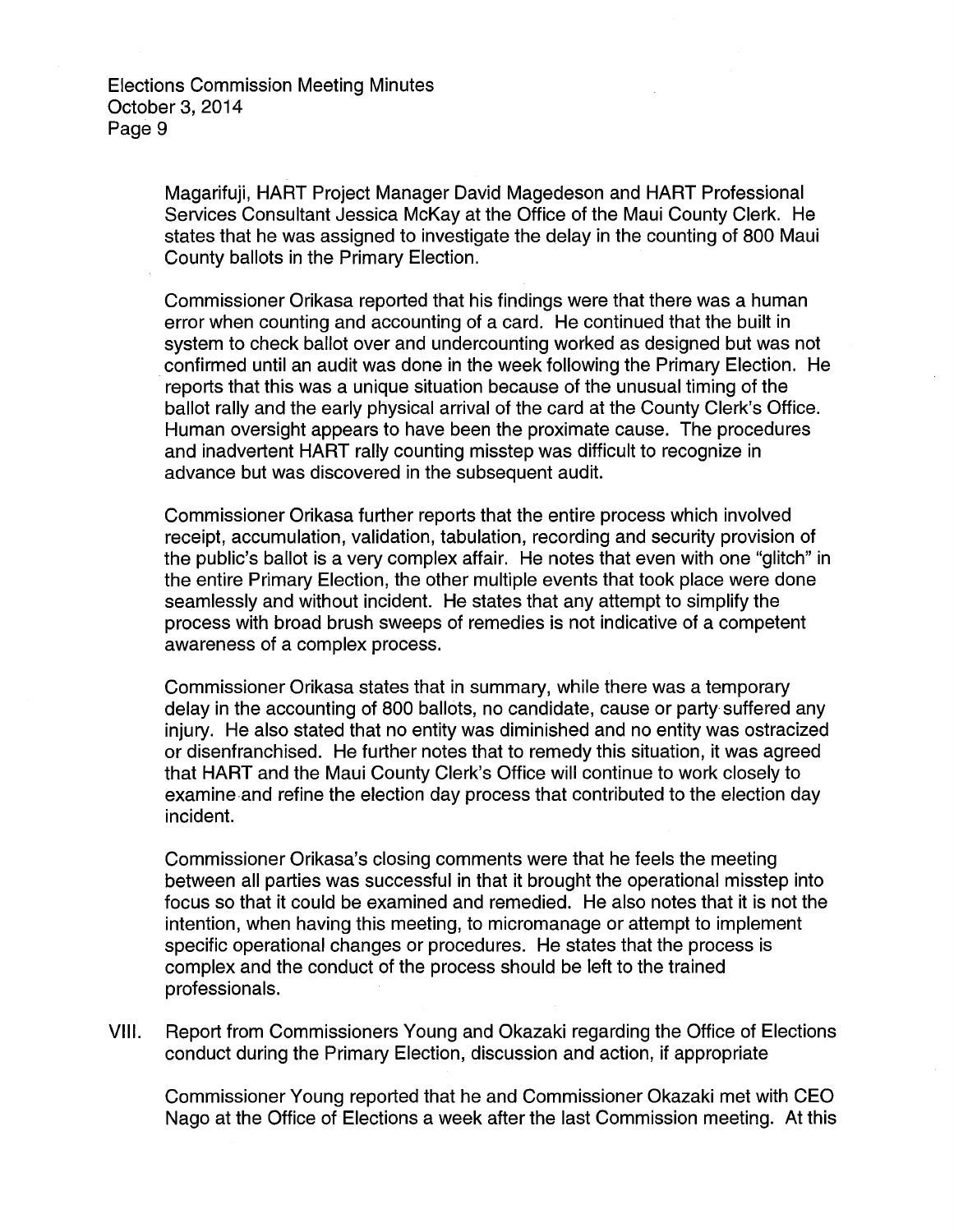Magarifuji, HART Project Manager David Magedeson and HART Professional Services Consultant Jessica McKay at the Office of the Maui County Clerk. He states that he was assigned to investigate the delay in the counting of 800 Maui County ballots in the Primary Election.

Commissioner Orikasa reported that his findings were that there was a human error when counting and accounting of a card. He continued that the built in system to check ballot over and undercounting worked as designed but was not confirmed until an audit was done in the week following the Primary Election. He reports that this was a unique situation because of the unusual timing of the ballot rally and the early physical arrival of the card at the County Clerk's Office. Human oversight appears to have been the proximate cause. The procedures and inadvertent HART rally counting misstep was difficult to recognize in advance but was discovered in the subsequent audit.

Commissioner Orikasa further reports that the entire process which involved receipt, accumulation, validation, tabulation, recording and security provision of the public's ballot is a very complex affair. He notes that even with one "glitch" in the entire Primary Election, the other multiple events that took place were done seamlessly and without incident. He states that any attempt to simplify the process with broad brush sweeps of remedies is not indicative of a competent awareness of a complex process.

Commissioner Orikasa states that in summary, while there was a temporary delay in the accounting of 800 ballots, no candidate, cause or party suffered any injury. He also stated that no entity was diminished and no entity was ostracized or disenfranchised. He further notes that to remedy this situation, it was agreed that HART and the Maui County Clerk's Office will continue to work closely to examine and refine the election day process that contributed to the election day incident.

Commissioner Orikasa's closing comments were that he feels the meeting between all parties was successful in that it brought the operational misstep into focus so that it could be examined and remedied. He also notes that it is not the intention, when having this meeting, to micromanage or attempt to implement specific operational changes or procedures. He states that the process is complex and the conduct of the process should be left to the trained professionals.

VIII. Report from Commissioners Young and Okazaki regarding the Office of Elections conduct during the Primary Election, discussion and action, if appropriate

Commissioner Young reported that he and Commissioner Okazaki met with CEO Nago at the Office of Elections a week after the last Commission meeting. At this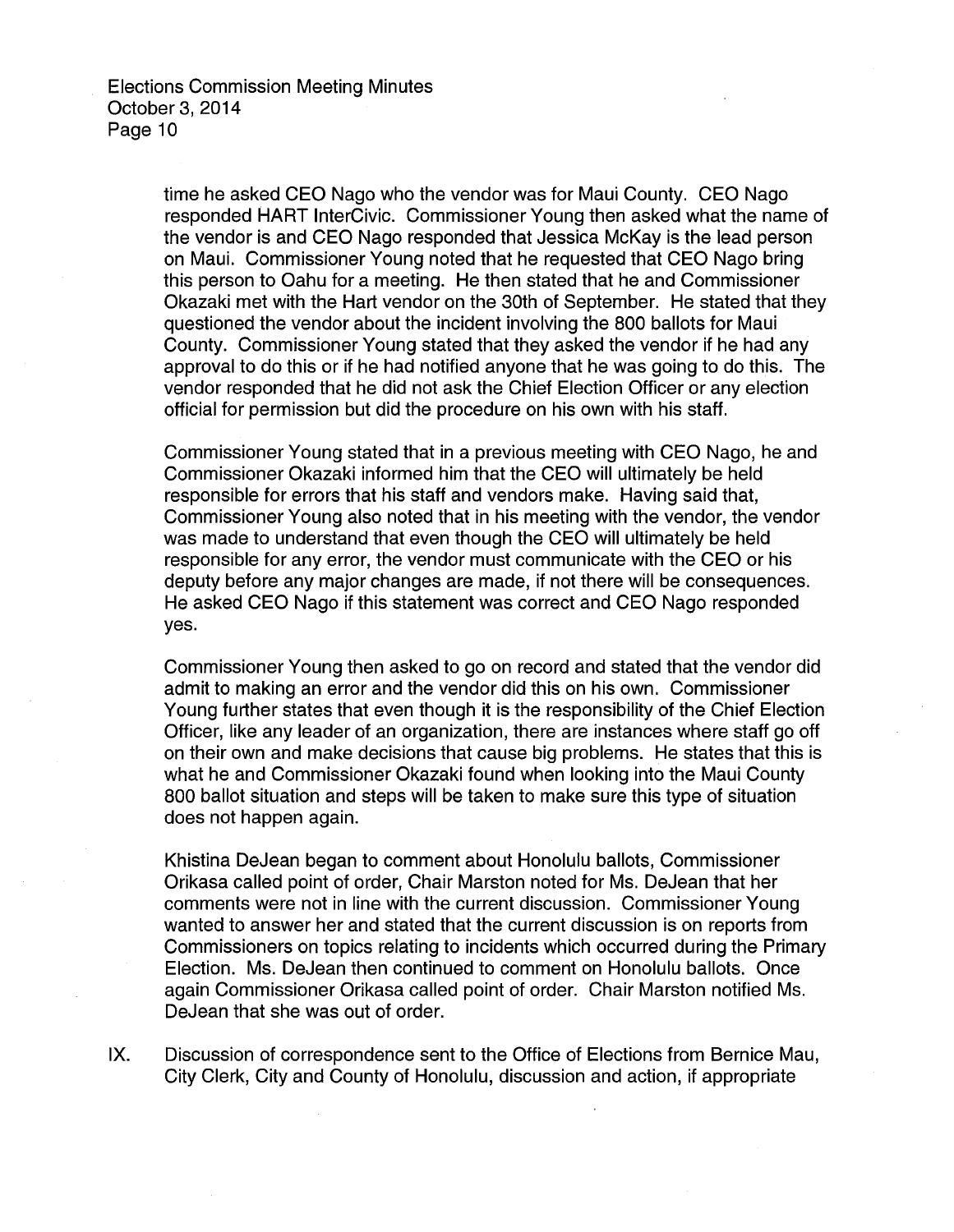time he asked CEO Nago who the vendor was for Maui County. CEO Nago responded HART InterCivic. Commissioner Young then asked what the name of the vendor is and CEO Nago responded that Jessica McKay is the lead person on Maui. Commissioner Young noted that he requested that CEO Nago bring this person to Oahu for a meeting. He then stated that he and Commissioner Okazaki met with the Hart vendor on the 30th of September. He stated that they questioned the vendor about the incident involving the 800 ballots for Maui County. Commissioner Young stated that they asked the vendor if he had any approval to do this or if he had notified anyone that he was going to do this. The vendor responded that he did not ask the Chief Election Officer or any election official for permission but did the procedure on his own with his staff.

Commissioner Young stated that in a previous meeting with CEO Nago, he and Commissioner Okazaki informed him that the CEO will ultimately be held responsible for errors that his staff and vendors make. Having said that, Commissioner Young also noted that in his meeting with the vendor, the vendor was made to understand that even though the CEO will ultimately be held responsible for any error, the vendor must communicate with the CEO or his deputy before any major changes are made, if not there will be consequences. He asked CEO Nago if this statement was correct and CEO Nago responded yes.

Commissioner Young then asked to go on record and stated that the vendor did admit to making an error and the vendor did this on his own. Commissioner Young further states that even though it is the responsibility of the Chief Election Officer, like any leader of an organization, there are instances where staff go off on their own and make decisions that cause big problems. He states that this is what he and Commissioner Okazaki found when looking into the Maui County 800 ballot situation and steps will be taken to make sure this type of situation does not happen again.

Khistina DeJean began to comment about Honolulu ballots, Commissioner Orikasa called point of order, Chair Marston noted for Ms. DeJean that her comments were not in line with the current discussion. Commissioner Young wanted to answer her and stated that the current discussion is on reports from Commissioners on topics relating to incidents which occurred during the Primary Election. Ms. DeJean then continued to comment on Honolulu ballots. Once again Commissioner Orikasa called point of order. Chair Marston notified Ms. DeJean that she was out of order.

IX. Discussion of correspondence sent to the Office of Elections from Bernice Mau, City Clerk, City and County of Honolulu, discussion and action, if appropriate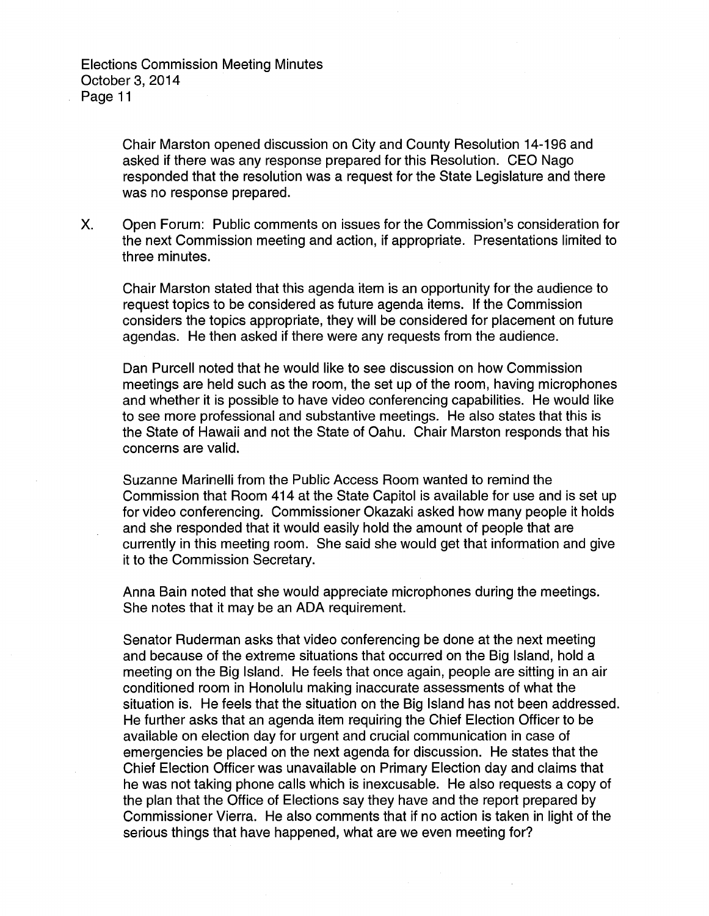Chair Marston opened discussion on City and County Resolution 14-196 and asked if there was any response prepared for this Resolution. CEO Nago responded that the resolution was a request for the State Legislature and there was no response prepared.

X. Open Forum: Public comments on issues for the Commission's consideration for the next Commission meeting and action, if appropriate. Presentations limited to three minutes.

Chair Marston stated that this agenda item is an opportunity for the audience to request topics to be considered as future agenda items. If the Commission considers the topics appropriate, they will be considered for placement on future agendas. He then asked if there were any requests from the audience.

Dan Purcell noted that he would like to see discussion on how Commission meetings are held such as the room, the set up of the room, having microphones and whether it is possible to have video conferencing capabilities. He would like to see more professional and substantive meetings. He also states that this is the State of Hawaii and not the State of Oahu. Chair Marston responds that his concerns are valid.

Suzanne Marinelli from the Public Access Room wanted to remind the Commission that Room 414 at the State Capitol is available for use and is set up for video conferencing. Commissioner Okazaki asked how many people it holds and she responded that it would easily hold the amount of people that are currently in this meeting room. She said she would get that information and give it to the Commission Secretary.

Anna Bain noted that she would appreciate microphones during the meetings. She notes that it may be an ADA requirement.

Senator Ruderman asks that video conferencing be done at the next meeting and because of the extreme situations that occurred on the Big Island, hold a meeting on the Big Island. He feels that once again, people are sitting in an air conditioned room in Honolulu making inaccurate assessments of what the situation is. He feels that the situation on the Big Island has not been addressed. He further asks that an agenda item requiring the Chief Election Officer to be available on election day for urgent and crucial communication in case of emergencies be placed on the next agenda for discussion. He states that the Chief Election Officer was unavailable on Primary Election day and claims that he was not taking phone calls which is inexcusable. He also requests a copy of the plan that the Office of Elections say they have and the report prepared by Commissioner Vierra. He also comments that if no action is taken in light of the serious things that have happened, what are we even meeting for?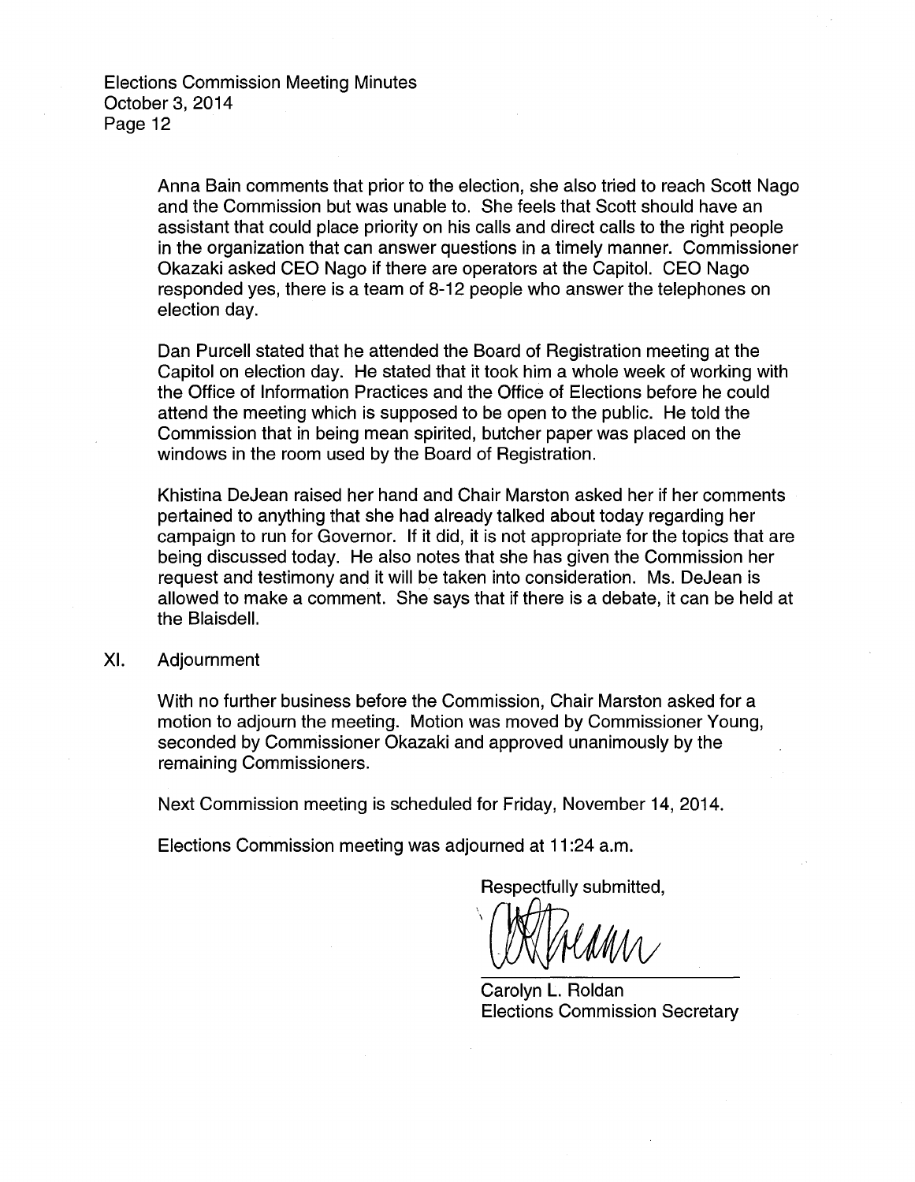Anna Bain comments that prior to the election, she also tried to reach Scott Nago and the Commission but was unable to. She feels that Scott should have an assistant that could place priority on his calls and direct calls to the right people in the organization that can answer questions in a timely manner. Commissioner Okazaki asked CEO Nago if there are operators at the Capitol. CEO Nago responded yes, there is a team of 8-12 people who answer the telephones on election day.

Dan Purcell stated that he attended the Board of Registration meeting at the Capitol on election day. He stated that it took him a whole week of working with the Office of Information Practices and the Office of Elections before he could attend the meeting which is supposed to be open to the public. He told the Commission that in being mean spirited, butcher paper was placed on the windows in the room used by the Board of Registration.

Khistina DeJean raised her hand and Chair Marston asked her if her comments pertained to anything that she had already talked about today regarding her campaign to run for Governor. If it did, it is not appropriate for the topics that are being discussed today. He also notes that she has given the Commission her request and testimony and it will be taken into consideration. Ms. DeJean is allowed to make a comment. She says that if there is a debate, it can be held at the Blaisdell.

## XI. Adjournment

With no further business before the Commission, Chair Marston asked for a motion to adjourn the meeting. Motion was moved by Commissioner Young, seconded by Commissioner Okazaki and approved unanimously by the remaining Commissioners.

Next Commission meeting is scheduled for Friday, November 14, 2014.

Elections Commission meeting was adjourned at 11:24 a.m.

Respectfully submitted,

Carolyn L. Roldan
Elections Commission Secretary